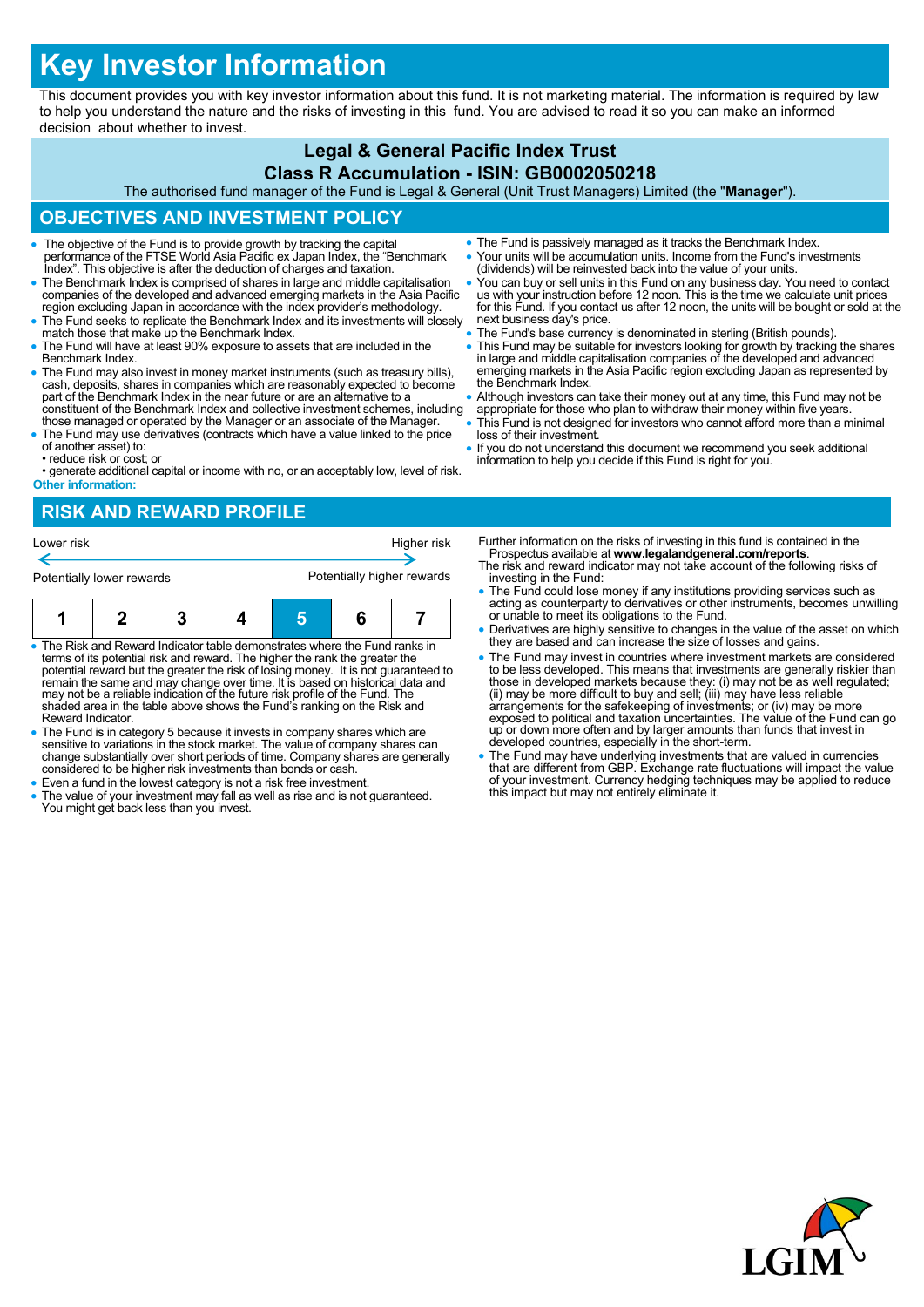# Key Investor Information

This document provides you with key investor information about this fund. It is not marketing material. The information is required by law to help you understand the nature and the risks of investing in this fund. You are advised to read it so you can make an informed decision about whether to invest.

## Legal & General Pacific Index Trust

## Class R Accumulation - ISIN: GB0002050218

The authorised fund manager of the Fund is Legal & General (Unit Trust Managers) Limited (the "**Manager**").

## OBJECTIVES AND INVESTMENT POLICY

- The objective of the Fund is to provide growth by tracking the capital performance of the FTSE World Asia Pacific ex Japan Index, the "Benchmark Index". This objective is after the deduction of charges and taxation.
- The Benchmark Index is comprised of shares in large and middle capitalisation companies of the developed and advanced emerging markets in the Asia Pacific region excluding Japan in accordance with the index provider's methodology.
- The Fund seeks to replicate the Benchmark Index and its investments will closely match those that make up the Benchmark Index.
- The Fund will have at least 90% exposure to assets that are included in the Benchmark Index.
- The Fund may also invest in money market instruments (such as treasury bills), cash, deposits, shares in companies which are reasonably expected to become part of the Benchmark Index in the near future or are an alternative to a constituent of the Benchmark Index and collective investment schemes, including those managed or operated by the Manager or an associate of the Manager.
- The Fund may use derivatives (contracts which have a value linked to the price of another asset) to:
  • reduce risk or cost; or
  • generate additional capital or income with no, or an acceptably low, level of risk.

**Other information:**

- The Fund is passively managed as it tracks the Benchmark Index.
- Your units will be accumulation units. Income from the Fund's investments (dividends) will be reinvested back into the value of your units.
- You can buy or sell units in this Fund on any business day. You need to contact us with your instruction before 12 noon. This is the time we calculate unit prices for this Fund. If you contact us after 12 noon, the units will be bought or sold at the next business day's price.
- The Fund's base currency is denominated in sterling (British pounds).
- This Fund may be suitable for investors looking for growth by tracking the shares in large and middle capitalisation companies of the developed and advanced emerging markets in the Asia Pacific region excluding Japan as represented by the Benchmark Index.
- Although investors can take their money out at any time, this Fund may not be appropriate for those who plan to withdraw their money within five years.
- This Fund is not designed for investors who cannot afford more than a minimal loss of their investment.
- If you do not understand this document we recommend you seek additional information to help you decide if this Fund is right for you.

## RISK AND REWARD PROFILE

| Lower risk | | | | | | Higher risk |
|---|---|---|---|---|---|---|
| Potentially lower rewards | | | | | | Potentially higher rewards |
| 1 | 2 | 3 | 4 | **5** | 6 | 7 |

- The Risk and Reward Indicator table demonstrates where the Fund ranks in terms of its potential risk and reward. The higher the rank the greater the potential reward but the greater the risk of losing money. It is not guaranteed to remain the same and may change over time. It is based on historical data and may not be a reliable indication of the future risk profile of the Fund. The shaded area in the table above shows the Fund's ranking on the Risk and Reward Indicator.
- The Fund is in category 5 because it invests in company shares which are sensitive to variations in the stock market. The value of company shares can change substantially over short periods of time. Company shares are generally considered to be higher risk investments than bonds or cash.
- Even a fund in the lowest category is not a risk free investment.
- The value of your investment may fall as well as rise and is not guaranteed. You might get back less than you invest.

Further information on the risks of investing in this fund is contained in the Prospectus available at **www.legalandgeneral.com/reports**.

The risk and reward indicator may not take account of the following risks of investing in the Fund:

- The Fund could lose money if any institutions providing services such as acting as counterparty to derivatives or other instruments, becomes unwilling or unable to meet its obligations to the Fund.
- Derivatives are highly sensitive to changes in the value of the asset on which they are based and can increase the size of losses and gains.
- The Fund may invest in countries where investment markets are considered to be less developed. This means that investments are generally riskier than those in developed markets because they: (i) may not be as well regulated; (ii) may be more difficult to buy and sell; (iii) may have less reliable arrangements for the safekeeping of investments; or (iv) may be more exposed to political and taxation uncertainties. The value of the Fund can go up or down more often and by larger amounts than funds that invest in developed countries, especially in the short-term.
- The Fund may have underlying investments that are valued in currencies that are different from GBP. Exchange rate fluctuations will impact the value of your investment. Currency hedging techniques may be applied to reduce this impact but may not entirely eliminate it.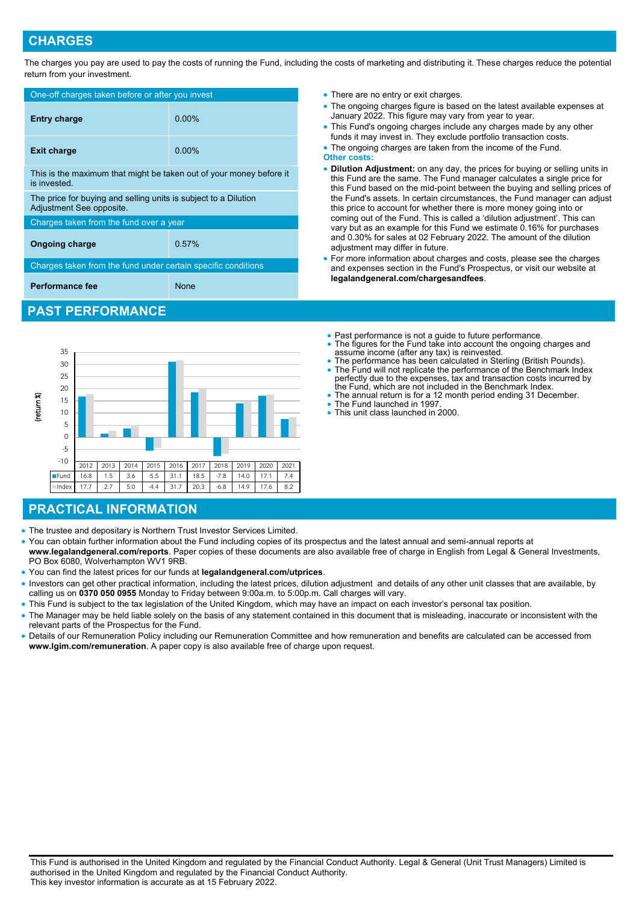## CHARGES

The charges you pay are used to pay the costs of running the Fund, including the costs of marketing and distributing it. These charges reduce the potential return from your investment.

| One-off charges taken before or after you invest | |
|---|---|
| **Entry charge** | 0.00% |
| **Exit charge** | 0.00% |
| This is the maximum that might be taken out of your money before it is invested. | |
| The price for buying and selling units is subject to a Dilution Adjustment See opposite. | |
| **Charges taken from the fund over a year** | |
| **Ongoing charge** | 0.57% |
| **Charges taken from the fund under certain specific conditions** | |
| **Performance fee** | None |

- There are no entry or exit charges.
- The ongoing charges figure is based on the latest available expenses at January 2022. This figure may vary from year to year.
- This Fund's ongoing charges include any charges made by any other funds it may invest in. They exclude portfolio transaction costs.
- The ongoing charges are taken from the income of the Fund.

**Other costs:**

- **Dilution Adjustment:** on any day, the prices for buying or selling units in this Fund are the same. The Fund manager calculates a single price for this Fund based on the mid-point between the buying and selling prices of the Fund's assets. In certain circumstances, the Fund manager can adjust this price to account for whether there is more money going into or coming out of the Fund. This is called a 'dilution adjustment'. This can vary but as an example for this Fund we estimate 0.16% for purchases and 0.30% for sales at 02 February 2022. The amount of the dilution adjustment may differ in future.
- For more information about charges and costs, please see the charges and expenses section in the Fund's Prospectus, or visit our website at **legalandgeneral.com/chargesandfees**.

## PAST PERFORMANCE

(return %)

35
30
25
20
15
10
5
0
-5
-10

2012 2013 2014 2015 2016 2017 2018 2019 2020 2021

Fund 16.8 1.5 3.6 -5.5 31.1 18.5 -7.8 14.0 17.1 7.4

Index 17.7 2.7 5.0 -4.4 31.7 20.3 -6.8 14.9 17.6 8.2

- Past performance is not a guide to future performance.
- The figures for the Fund take into account the ongoing charges and assume income (after any tax) is reinvested.
- The performance has been calculated in Sterling (British Pounds).
- The Fund will not replicate the performance of the Benchmark Index perfectly due to the expenses, tax and transaction costs incurred by the Fund, which are not included in the Benchmark Index.
- The annual return is for a 12 month period ending 31 December.
- The Fund launched in 1997.
- This unit class launched in 2000.

## PRACTICAL INFORMATION

- The trustee and depositary is Northern Trust Investor Services Limited.
- You can obtain further information about the Fund including copies of its prospectus and the latest annual and semi-annual reports at **www.legalandgeneral.com/reports**. Paper copies of these documents are also available free of charge in English from Legal & General Investments, PO Box 6080, Wolverhampton WV1 9RB.
- You can find the latest prices for our funds at **legalandgeneral.com/utprices**.
- Investors can get other practical information, including the latest prices, dilution adjustment and details of any other unit classes that are available, by calling us on **0370 050 0955** Monday to Friday between 9:00a.m. to 5:00p.m. Call charges will vary.
- This Fund is subject to the tax legislation of the United Kingdom, which may have an impact on each investor's personal tax position.
- The Manager may be held liable solely on the basis of any statement contained in this document that is misleading, inaccurate or inconsistent with the relevant parts of the Prospectus for the Fund.
- Details of our Remuneration Policy including our Remuneration Committee and how remuneration and benefits are calculated can be accessed from **www.lgim.com/remuneration**. A paper copy is also available free of charge upon request.

This Fund is authorised in the United Kingdom and regulated by the Financial Conduct Authority. Legal & General (Unit Trust Managers) Limited is authorised in the United Kingdom and regulated by the Financial Conduct Authority.
This key investor information is accurate as at 15 February 2022.